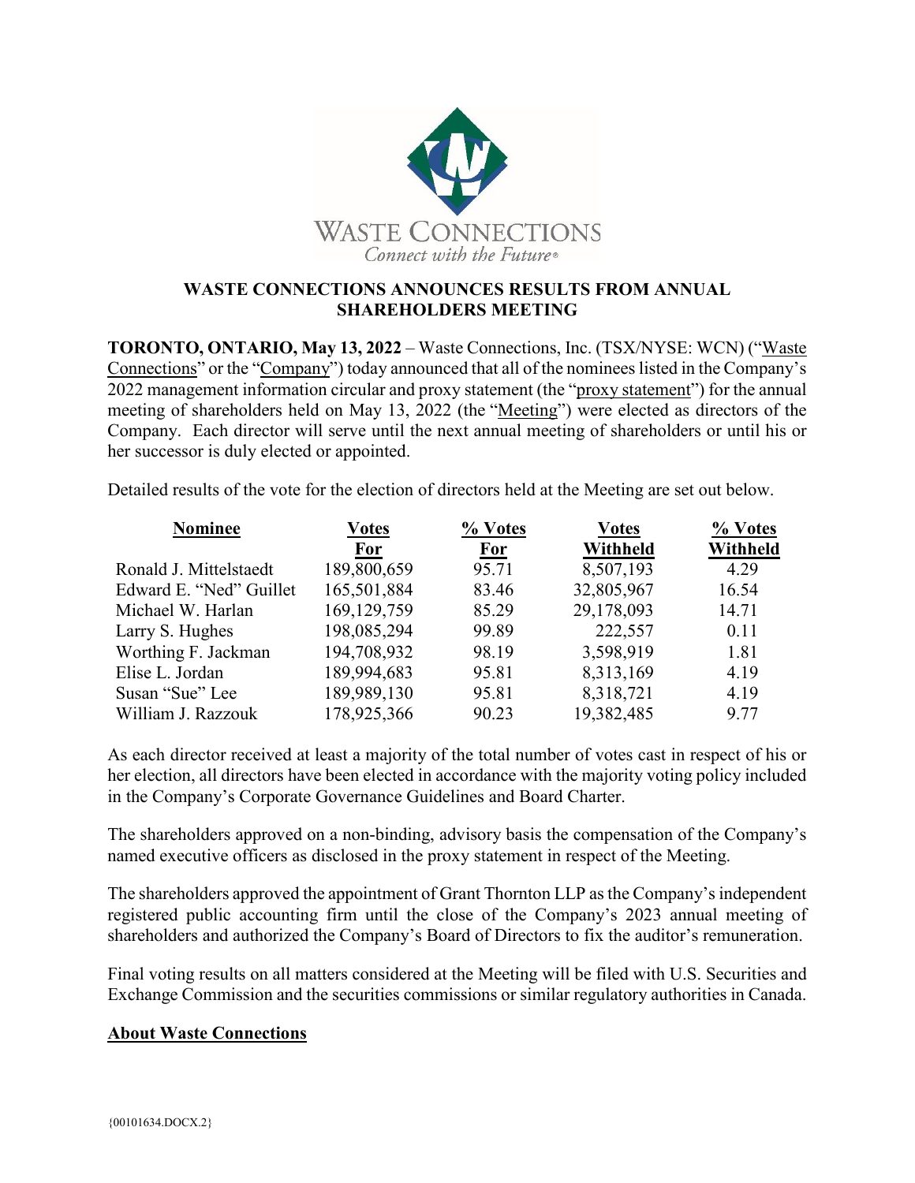# WASTE CONNECTIONS ANNOUNCES RESULTS FROM ANNUAL SHAREHOLDERS MEETING

**TORONTO, ONTARIO, May 13, 2022** – Waste Connections, Inc. (TSX/NYSE: WCN) ("Waste Connections" or the "Company") today announced that all of the nominees listed in the Company's 2022 management information circular and proxy statement (the "proxy statement") for the annual meeting of shareholders held on May 13, 2022 (the "Meeting") were elected as directors of the Company. Each director will serve until the next annual meeting of shareholders or until his or her successor is duly elected or appointed.

Detailed results of the vote for the election of directors held at the Meeting are set out below.

| Nominee | Votes For | % Votes For | Votes Withheld | % Votes Withheld |
|---|---|---|---|---|
| Ronald J. Mittelstaedt | 189,800,659 | 95.71 | 8,507,193 | 4.29 |
| Edward E. "Ned" Guillet | 165,501,884 | 83.46 | 32,805,967 | 16.54 |
| Michael W. Harlan | 169,129,759 | 85.29 | 29,178,093 | 14.71 |
| Larry S. Hughes | 198,085,294 | 99.89 | 222,557 | 0.11 |
| Worthing F. Jackman | 194,708,932 | 98.19 | 3,598,919 | 1.81 |
| Elise L. Jordan | 189,994,683 | 95.81 | 8,313,169 | 4.19 |
| Susan "Sue" Lee | 189,989,130 | 95.81 | 8,318,721 | 4.19 |
| William J. Razzouk | 178,925,366 | 90.23 | 19,382,485 | 9.77 |

As each director received at least a majority of the total number of votes cast in respect of his or her election, all directors have been elected in accordance with the majority voting policy included in the Company's Corporate Governance Guidelines and Board Charter.

The shareholders approved on a non-binding, advisory basis the compensation of the Company's named executive officers as disclosed in the proxy statement in respect of the Meeting.

The shareholders approved the appointment of Grant Thornton LLP as the Company's independent registered public accounting firm until the close of the Company's 2023 annual meeting of shareholders and authorized the Company's Board of Directors to fix the auditor's remuneration.

Final voting results on all matters considered at the Meeting will be filed with U.S. Securities and Exchange Commission and the securities commissions or similar regulatory authorities in Canada.

## About Waste Connections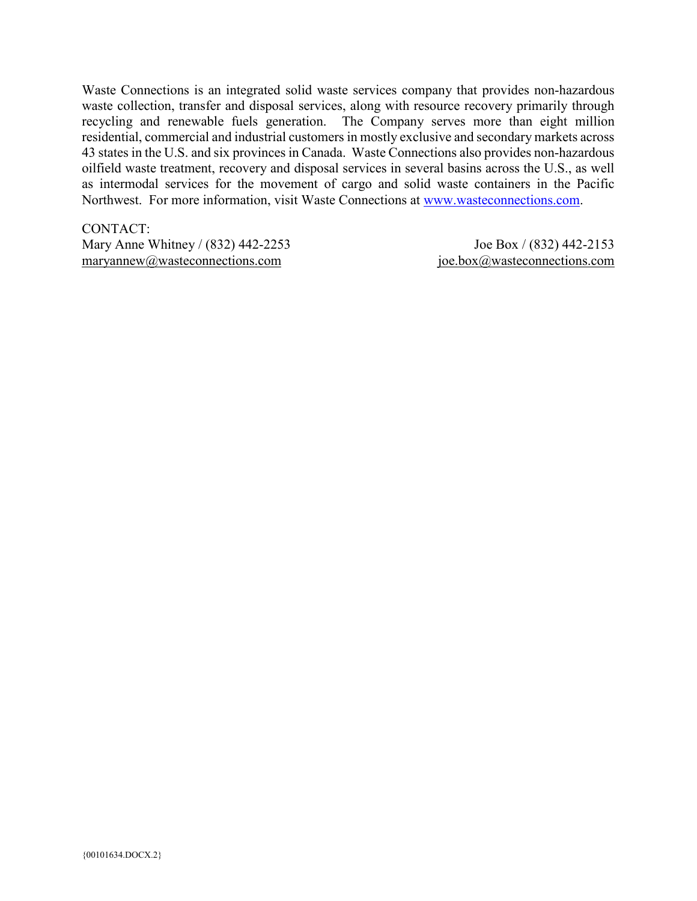Waste Connections is an integrated solid waste services company that provides non-hazardous waste collection, transfer and disposal services, along with resource recovery primarily through recycling and renewable fuels generation. The Company serves more than eight million residential, commercial and industrial customers in mostly exclusive and secondary markets across 43 states in the U.S. and six provinces in Canada. Waste Connections also provides non-hazardous oilfield waste treatment, recovery and disposal services in several basins across the U.S., as well as intermodal services for the movement of cargo and solid waste containers in the Pacific Northwest. For more information, visit Waste Connections at www.wasteconnections.com.

CONTACT:

Mary Anne Whitney / (832) 442-2253
maryannew@wasteconnections.com

Joe Box / (832) 442-2153
joe.box@wasteconnections.com

{00101634.DOCX.2}